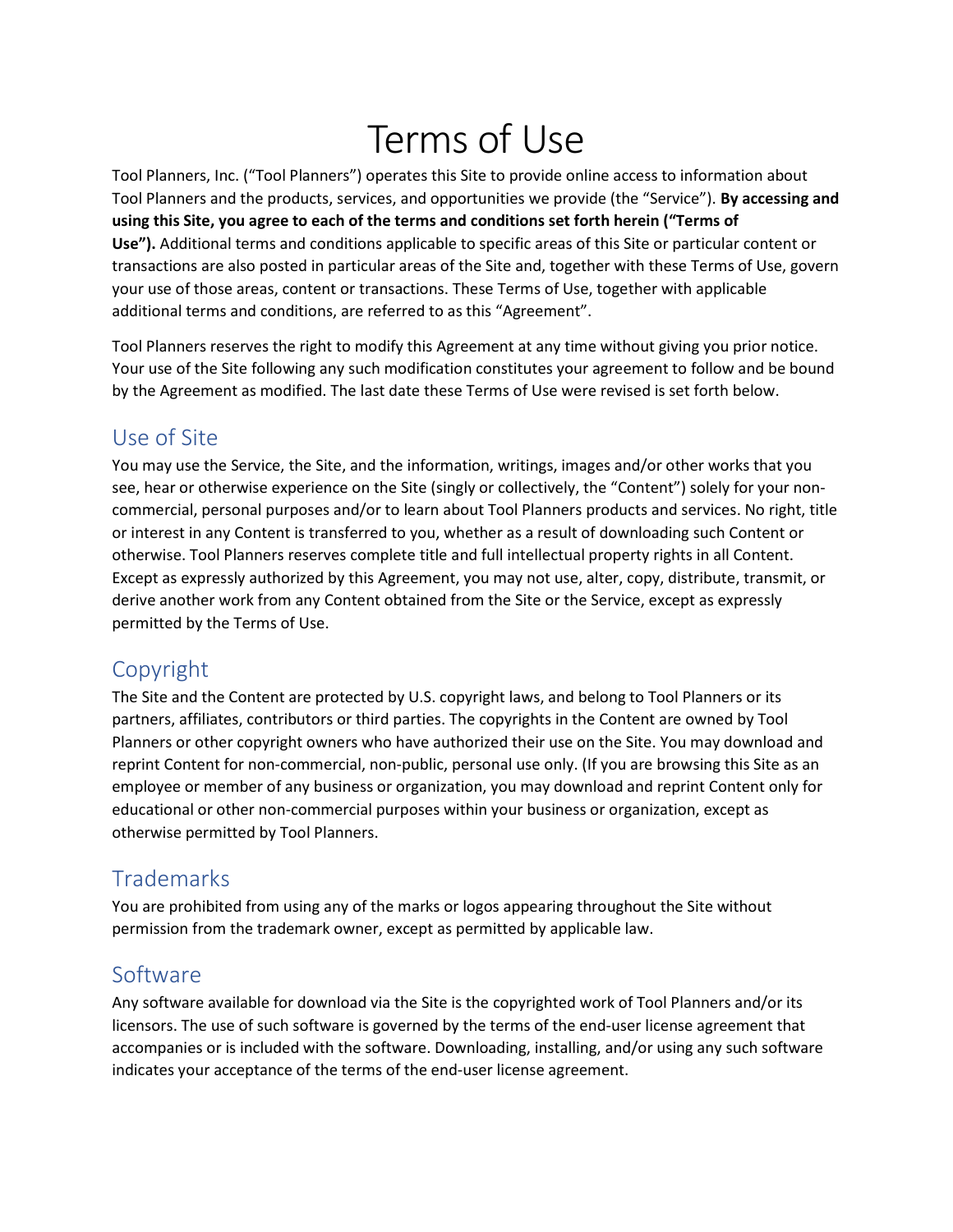# Terms of Use

Tool Planners, Inc. ("Tool Planners") operates this Site to provide online access to information about Tool Planners and the products, services, and opportunities we provide (the "Service"). **By accessing and using this Site, you agree to each of the terms and conditions set forth herein ("Terms of Use").** Additional terms and conditions applicable to specific areas of this Site or particular content or transactions are also posted in particular areas of the Site and, together with these Terms of Use, govern your use of those areas, content or transactions. These Terms of Use, together with applicable additional terms and conditions, are referred to as this "Agreement".

Tool Planners reserves the right to modify this Agreement at any time without giving you prior notice. Your use of the Site following any such modification constitutes your agreement to follow and be bound by the Agreement as modified. The last date these Terms of Use were revised is set forth below.

## Use of Site

You may use the Service, the Site, and the information, writings, images and/or other works that you see, hear or otherwise experience on the Site (singly or collectively, the "Content") solely for your non-commercial, personal purposes and/or to learn about Tool Planners products and services. No right, title or interest in any Content is transferred to you, whether as a result of downloading such Content or otherwise. Tool Planners reserves complete title and full intellectual property rights in all Content. Except as expressly authorized by this Agreement, you may not use, alter, copy, distribute, transmit, or derive another work from any Content obtained from the Site or the Service, except as expressly permitted by the Terms of Use.

## Copyright

The Site and the Content are protected by U.S. copyright laws, and belong to Tool Planners or its partners, affiliates, contributors or third parties. The copyrights in the Content are owned by Tool Planners or other copyright owners who have authorized their use on the Site. You may download and reprint Content for non-commercial, non-public, personal use only. (If you are browsing this Site as an employee or member of any business or organization, you may download and reprint Content only for educational or other non-commercial purposes within your business or organization, except as otherwise permitted by Tool Planners.

## Trademarks

You are prohibited from using any of the marks or logos appearing throughout the Site without permission from the trademark owner, except as permitted by applicable law.

## Software

Any software available for download via the Site is the copyrighted work of Tool Planners and/or its licensors. The use of such software is governed by the terms of the end-user license agreement that accompanies or is included with the software. Downloading, installing, and/or using any such software indicates your acceptance of the terms of the end-user license agreement.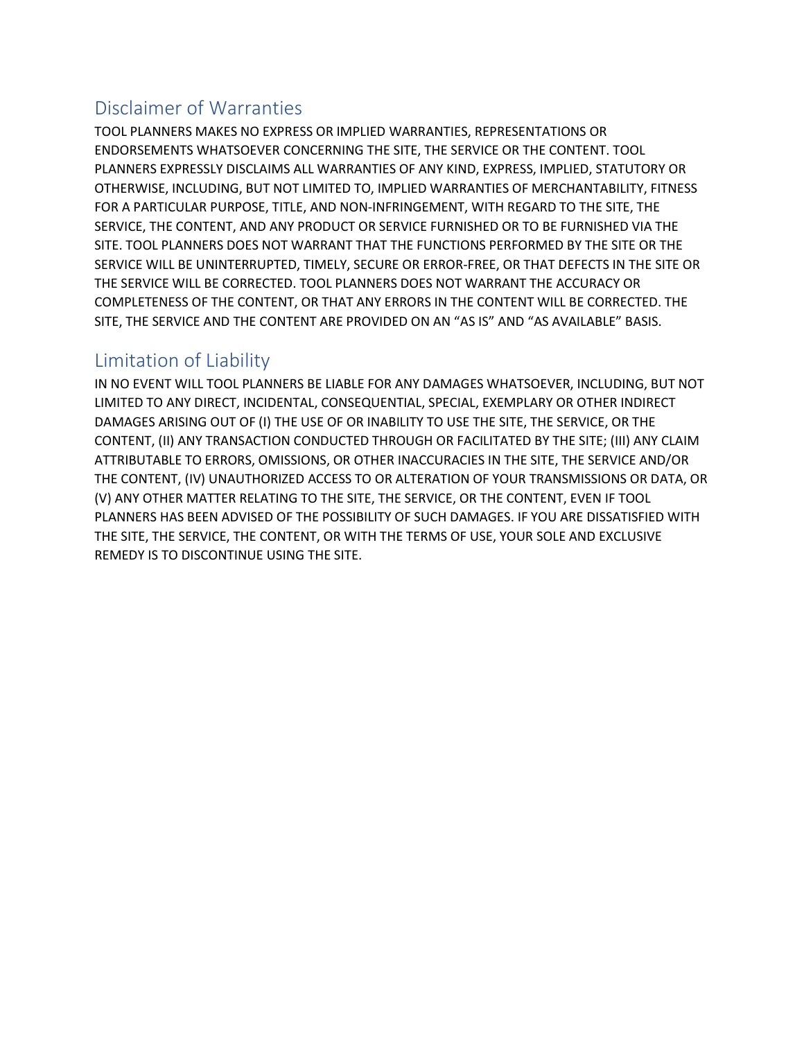## Disclaimer of Warranties

TOOL PLANNERS MAKES NO EXPRESS OR IMPLIED WARRANTIES, REPRESENTATIONS OR ENDORSEMENTS WHATSOEVER CONCERNING THE SITE, THE SERVICE OR THE CONTENT. TOOL PLANNERS EXPRESSLY DISCLAIMS ALL WARRANTIES OF ANY KIND, EXPRESS, IMPLIED, STATUTORY OR OTHERWISE, INCLUDING, BUT NOT LIMITED TO, IMPLIED WARRANTIES OF MERCHANTABILITY, FITNESS FOR A PARTICULAR PURPOSE, TITLE, AND NON-INFRINGEMENT, WITH REGARD TO THE SITE, THE SERVICE, THE CONTENT, AND ANY PRODUCT OR SERVICE FURNISHED OR TO BE FURNISHED VIA THE SITE. TOOL PLANNERS DOES NOT WARRANT THAT THE FUNCTIONS PERFORMED BY THE SITE OR THE SERVICE WILL BE UNINTERRUPTED, TIMELY, SECURE OR ERROR-FREE, OR THAT DEFECTS IN THE SITE OR THE SERVICE WILL BE CORRECTED. TOOL PLANNERS DOES NOT WARRANT THE ACCURACY OR COMPLETENESS OF THE CONTENT, OR THAT ANY ERRORS IN THE CONTENT WILL BE CORRECTED. THE SITE, THE SERVICE AND THE CONTENT ARE PROVIDED ON AN “AS IS” AND “AS AVAILABLE” BASIS.

## Limitation of Liability

IN NO EVENT WILL TOOL PLANNERS BE LIABLE FOR ANY DAMAGES WHATSOEVER, INCLUDING, BUT NOT LIMITED TO ANY DIRECT, INCIDENTAL, CONSEQUENTIAL, SPECIAL, EXEMPLARY OR OTHER INDIRECT DAMAGES ARISING OUT OF (I) THE USE OF OR INABILITY TO USE THE SITE, THE SERVICE, OR THE CONTENT, (II) ANY TRANSACTION CONDUCTED THROUGH OR FACILITATED BY THE SITE; (III) ANY CLAIM ATTRIBUTABLE TO ERRORS, OMISSIONS, OR OTHER INACCURACIES IN THE SITE, THE SERVICE AND/OR THE CONTENT, (IV) UNAUTHORIZED ACCESS TO OR ALTERATION OF YOUR TRANSMISSIONS OR DATA, OR (V) ANY OTHER MATTER RELATING TO THE SITE, THE SERVICE, OR THE CONTENT, EVEN IF TOOL PLANNERS HAS BEEN ADVISED OF THE POSSIBILITY OF SUCH DAMAGES. IF YOU ARE DISSATISFIED WITH THE SITE, THE SERVICE, THE CONTENT, OR WITH THE TERMS OF USE, YOUR SOLE AND EXCLUSIVE REMEDY IS TO DISCONTINUE USING THE SITE.